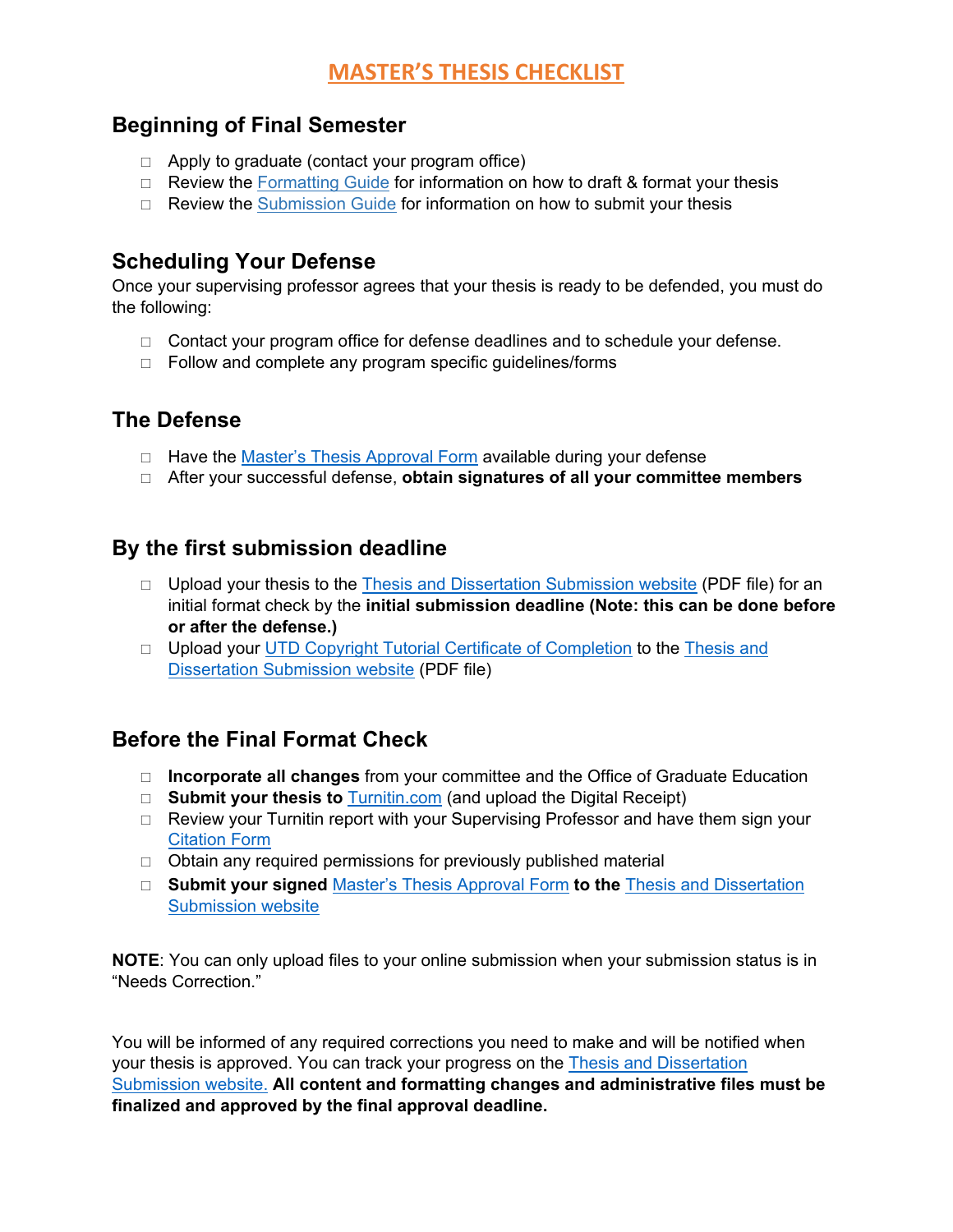# MASTER'S THESIS CHECKLIST

## Beginning of Final Semester

- ☐ Apply to graduate (contact your program office)
- ☐ Review the Formatting Guide for information on how to draft & format your thesis
- ☐ Review the Submission Guide for information on how to submit your thesis

## Scheduling Your Defense

Once your supervising professor agrees that your thesis is ready to be defended, you must do the following:

- ☐ Contact your program office for defense deadlines and to schedule your defense.
- ☐ Follow and complete any program specific guidelines/forms

## The Defense

- ☐ Have the Master's Thesis Approval Form available during your defense
- ☐ After your successful defense, **obtain signatures of all your committee members**

## By the first submission deadline

- ☐ Upload your thesis to the Thesis and Dissertation Submission website (PDF file) for an initial format check by the **initial submission deadline (Note: this can be done before or after the defense.)**
- ☐ Upload your UTD Copyright Tutorial Certificate of Completion to the Thesis and Dissertation Submission website (PDF file)

## Before the Final Format Check

- ☐ **Incorporate all changes** from your committee and the Office of Graduate Education
- ☐ **Submit your thesis to** Turnitin.com (and upload the Digital Receipt)
- ☐ Review your Turnitin report with your Supervising Professor and have them sign your Citation Form
- ☐ Obtain any required permissions for previously published material
- ☐ **Submit your signed** Master's Thesis Approval Form **to the** Thesis and Dissertation Submission website

**NOTE**: You can only upload files to your online submission when your submission status is in "Needs Correction."

You will be informed of any required corrections you need to make and will be notified when your thesis is approved. You can track your progress on the Thesis and Dissertation Submission website. **All content and formatting changes and administrative files must be finalized and approved by the final approval deadline.**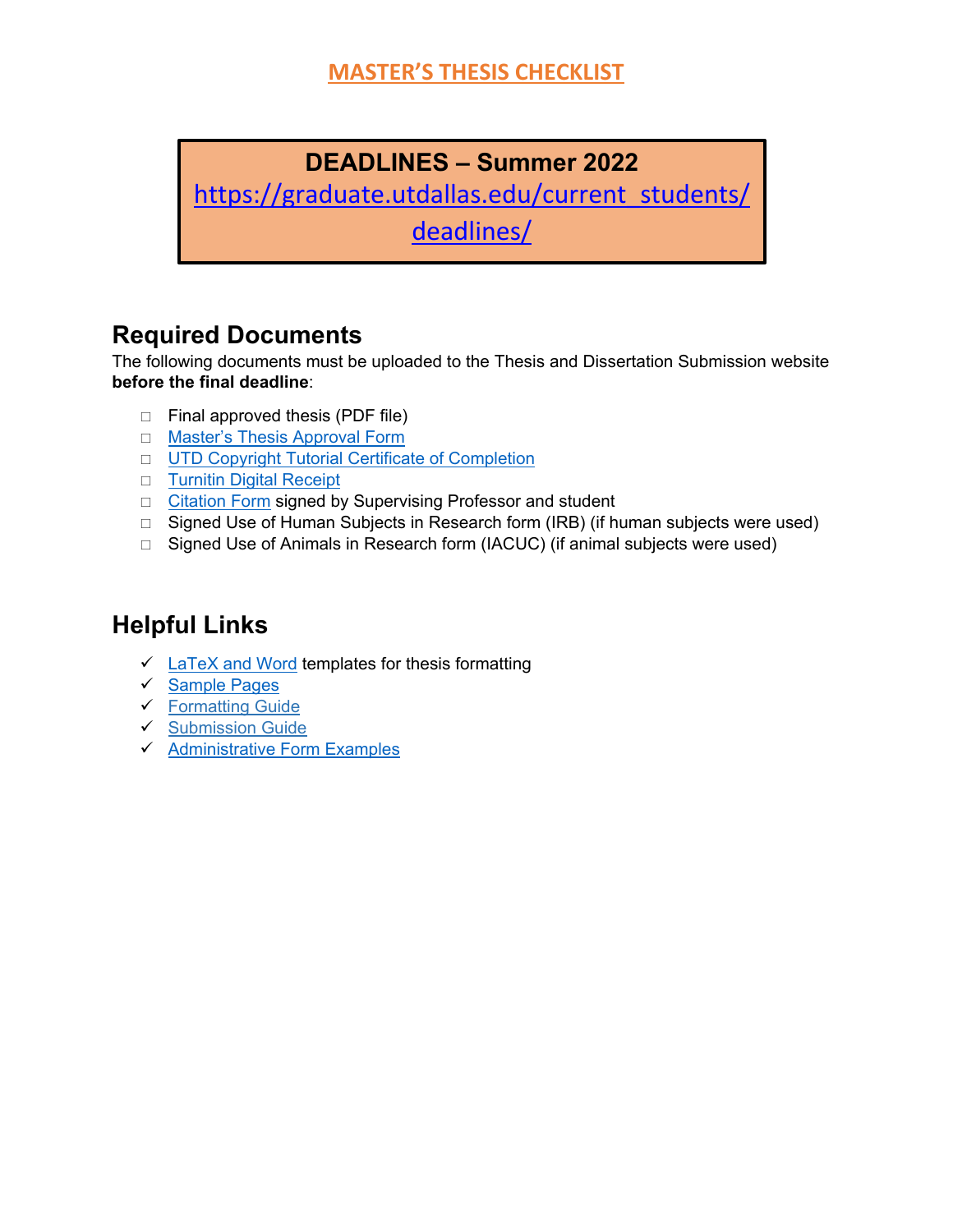# MASTER'S THESIS CHECKLIST

**DEADLINES – Summer 2022**

https://graduate.utdallas.edu/current_students/deadlines/

## Required Documents

The following documents must be uploaded to the Thesis and Dissertation Submission website **before the final deadline**:

- □ Final approved thesis (PDF file)
- □ Master's Thesis Approval Form
- □ UTD Copyright Tutorial Certificate of Completion
- □ Turnitin Digital Receipt
- □ Citation Form signed by Supervising Professor and student
- □ Signed Use of Human Subjects in Research form (IRB) (if human subjects were used)
- □ Signed Use of Animals in Research form (IACUC) (if animal subjects were used)

## Helpful Links

- ✓ LaTeX and Word templates for thesis formatting
- ✓ Sample Pages
- ✓ Formatting Guide
- ✓ Submission Guide
- ✓ Administrative Form Examples